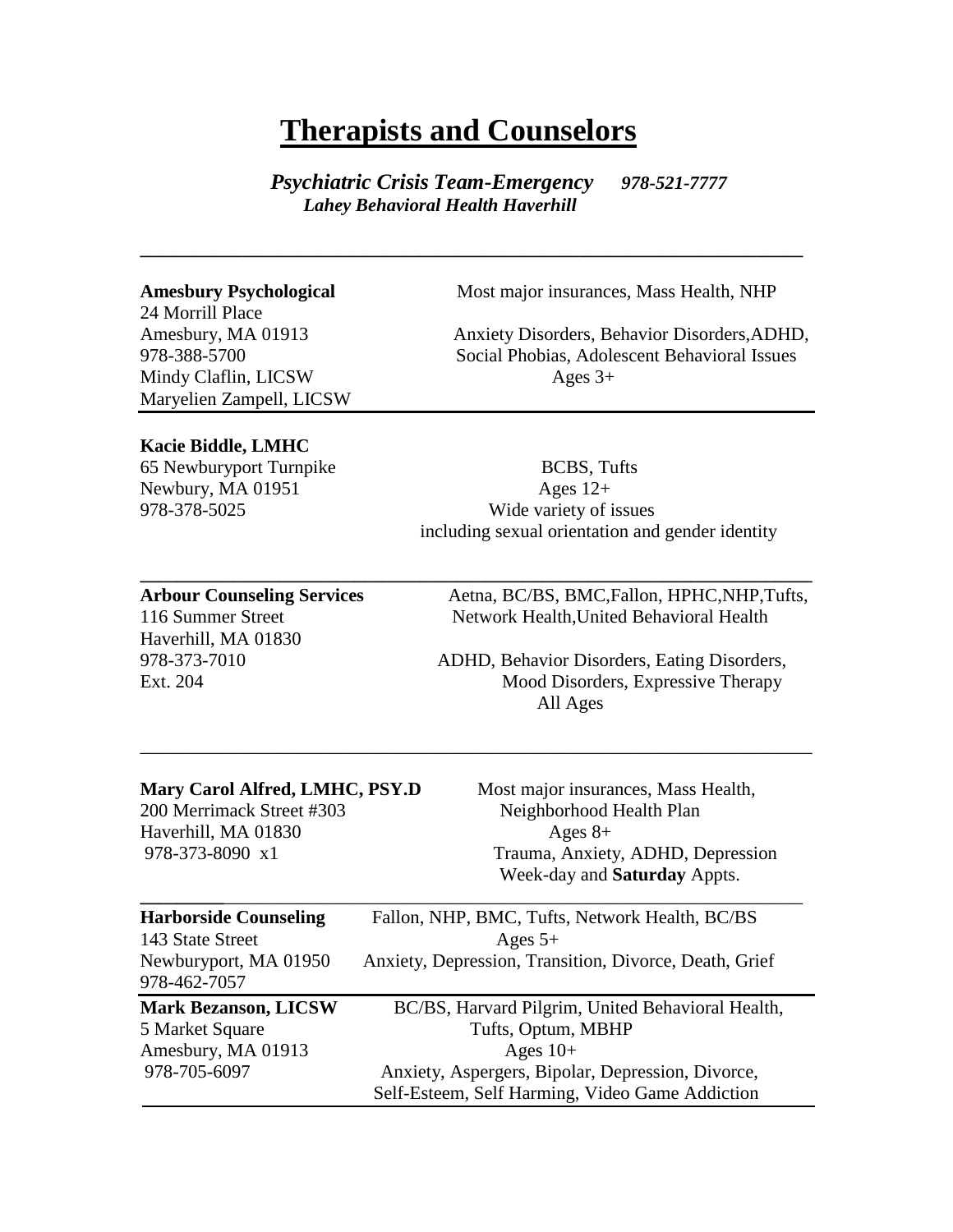# Therapists and Counselors

***Psychiatric Crisis Team-Emergency*** ***978-521-7777***
***Lahey Behavioral Health Haverhill***

---

**Amesbury Psychological**
24 Morrill Place
Amesbury, MA 01913
978-388-5700
Mindy Claflin, LICSW
Maryelien Zampell, LICSW

Most major insurances, Mass Health, NHP

Anxiety Disorders, Behavior Disorders,ADHD, Social Phobias, Adolescent Behavioral Issues
Ages 3+

---

**Kacie Biddle, LMHC**
65 Newburyport Turnpike
Newbury, MA 01951
978-378-5025

BCBS, Tufts
Ages 12+
Wide variety of issues including sexual orientation and gender identity

---

**Arbour Counseling Services**
116 Summer Street
Haverhill, MA 01830
978-373-7010
Ext. 204

Aetna, BC/BS, BMC,Fallon, HPHC,NHP,Tufts, Network Health,United Behavioral Health

ADHD, Behavior Disorders, Eating Disorders, Mood Disorders, Expressive Therapy
All Ages

---

**Mary Carol Alfred, LMHC, PSY.D**
200 Merrimack Street #303
Haverhill, MA 01830
978-373-8090 x1

Most major insurances, Mass Health, Neighborhood Health Plan
Ages 8+
Trauma, Anxiety, ADHD, Depression
Week-day and **Saturday** Appts.

---

**Harborside Counseling**
143 State Street
Newburyport, MA 01950
978-462-7057

Fallon, NHP, BMC, Tufts, Network Health, BC/BS
Ages 5+
Anxiety, Depression, Transition, Divorce, Death, Grief

---

**Mark Bezanson, LICSW**
5 Market Square
Amesbury, MA 01913
978-705-6097

BC/BS, Harvard Pilgrim, United Behavioral Health, Tufts, Optum, MBHP
Ages 10+
Anxiety, Aspergers, Bipolar, Depression, Divorce, Self-Esteem, Self Harming, Video Game Addiction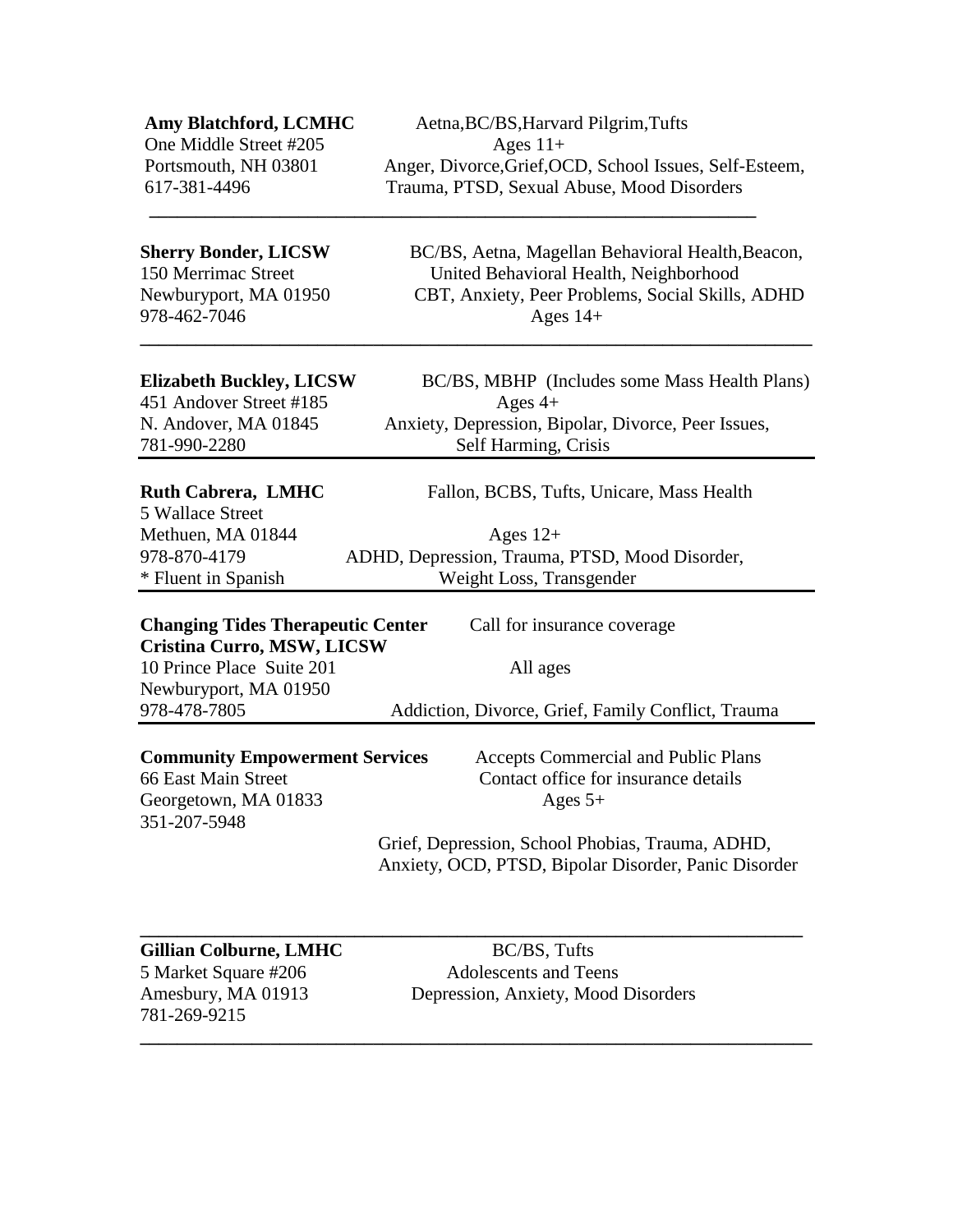**Amy Blatchford, LCMHC**
One Middle Street #205
Portsmouth, NH 03801
617-381-4496

Aetna,BC/BS,Harvard Pilgrim,Tufts
Ages 11+
Anger, Divorce,Grief,OCD, School Issues, Self-Esteem, Trauma, PTSD, Sexual Abuse, Mood Disorders

---

**Sherry Bonder, LICSW**
150 Merrimac Street
Newburyport, MA 01950
978-462-7046

BC/BS, Aetna, Magellan Behavioral Health,Beacon, United Behavioral Health, Neighborhood
CBT, Anxiety, Peer Problems, Social Skills, ADHD
Ages 14+

---

**Elizabeth Buckley, LICSW**
451 Andover Street #185
N. Andover, MA 01845
781-990-2280

BC/BS, MBHP (Includes some Mass Health Plans)
Ages 4+
Anxiety, Depression, Bipolar, Divorce, Peer Issues, Self Harming, Crisis

---

**Ruth Cabrera, LMHC**
5 Wallace Street
Methuen, MA 01844
978-870-4179
* Fluent in Spanish

Fallon, BCBS, Tufts, Unicare, Mass Health
Ages 12+
ADHD, Depression, Trauma, PTSD, Mood Disorder, Weight Loss, Transgender

---

**Changing Tides Therapeutic Center**
**Cristina Curro, MSW, LICSW**
10 Prince Place Suite 201
Newburyport, MA 01950
978-478-7805

Call for insurance coverage
All ages
Addiction, Divorce, Grief, Family Conflict, Trauma

---

**Community Empowerment Services**
66 East Main Street
Georgetown, MA 01833
351-207-5948

Accepts Commercial and Public Plans
Contact office for insurance details
Ages 5+
Grief, Depression, School Phobias, Trauma, ADHD, Anxiety, OCD, PTSD, Bipolar Disorder, Panic Disorder

---

**Gillian Colburne, LMHC**
5 Market Square #206
Amesbury, MA 01913
781-269-9215

BC/BS, Tufts
Adolescents and Teens
Depression, Anxiety, Mood Disorders

---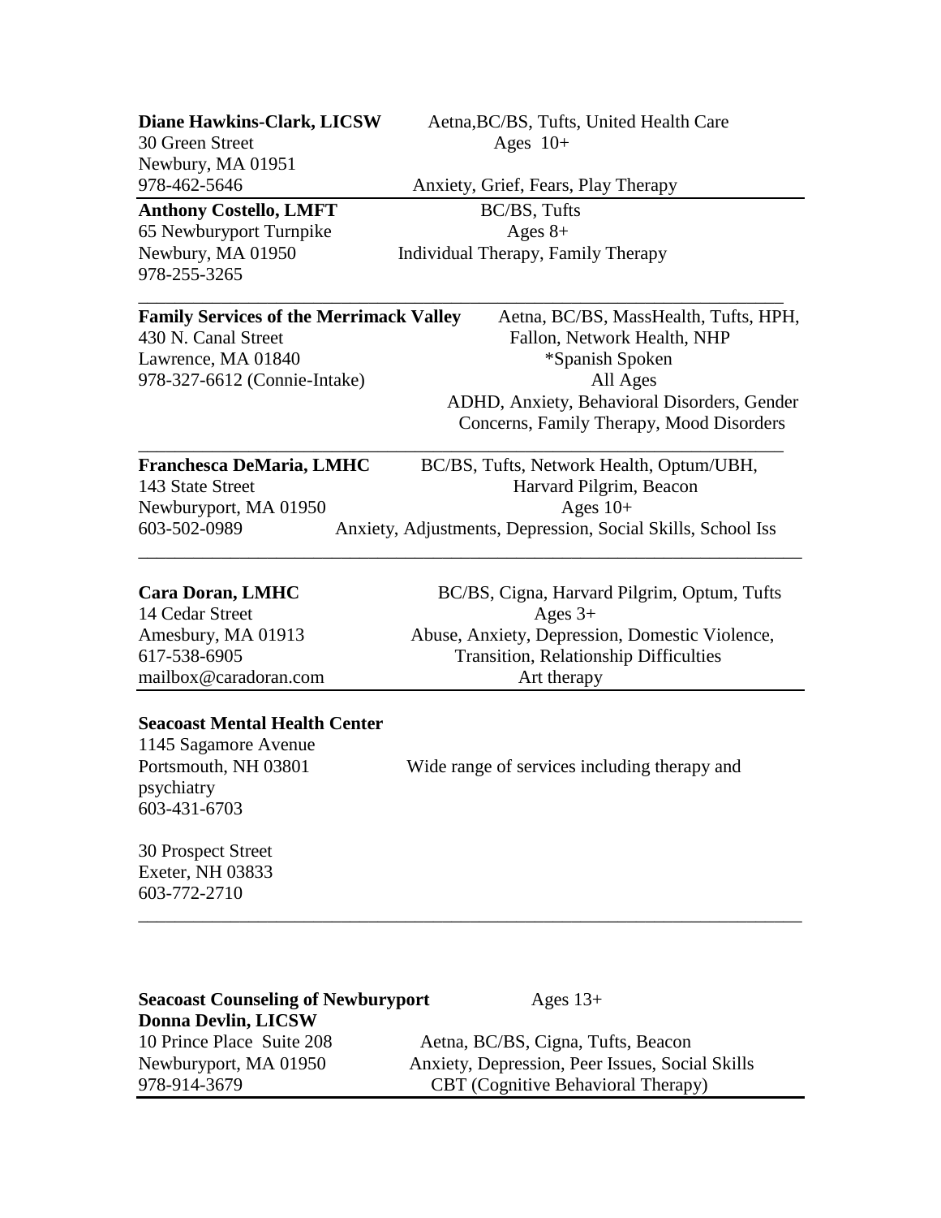**Diane Hawkins-Clark, LICSW**
30 Green Street
Newbury, MA 01951
978-462-5646

Aetna,BC/BS, Tufts, United Health Care
Ages 10+
Anxiety, Grief, Fears, Play Therapy

---

**Anthony Costello, LMFT**
65 Newburyport Turnpike
Newbury, MA 01950
978-255-3265

BC/BS, Tufts
Ages 8+
Individual Therapy, Family Therapy

---

**Family Services of the Merrimack Valley**
430 N. Canal Street
Lawrence, MA 01840
978-327-6612 (Connie-Intake)

Aetna, BC/BS, MassHealth, Tufts, HPH, Fallon, Network Health, NHP
*Spanish Spoken
All Ages
ADHD, Anxiety, Behavioral Disorders, Gender Concerns, Family Therapy, Mood Disorders

---

**Franchesca DeMaria, LMHC**
143 State Street
Newburyport, MA 01950
603-502-0989

BC/BS, Tufts, Network Health, Optum/UBH, Harvard Pilgrim, Beacon
Ages 10+
Anxiety, Adjustments, Depression, Social Skills, School Iss

---

**Cara Doran, LMHC**
14 Cedar Street
Amesbury, MA 01913
617-538-6905
mailbox@caradoran.com

BC/BS, Cigna, Harvard Pilgrim, Optum, Tufts
Ages 3+
Abuse, Anxiety, Depression, Domestic Violence, Transition, Relationship Difficulties
Art therapy

---

**Seacoast Mental Health Center**
1145 Sagamore Avenue
Portsmouth, NH 03801
603-431-6703

Wide range of services including therapy and psychiatry

30 Prospect Street
Exeter, NH 03833
603-772-2710

---

**Seacoast Counseling of Newburyport**
**Donna Devlin, LICSW**
10 Prince Place Suite 208
Newburyport, MA 01950
978-914-3679

Ages 13+
Aetna, BC/BS, Cigna, Tufts, Beacon
Anxiety, Depression, Peer Issues, Social Skills
CBT (Cognitive Behavioral Therapy)

---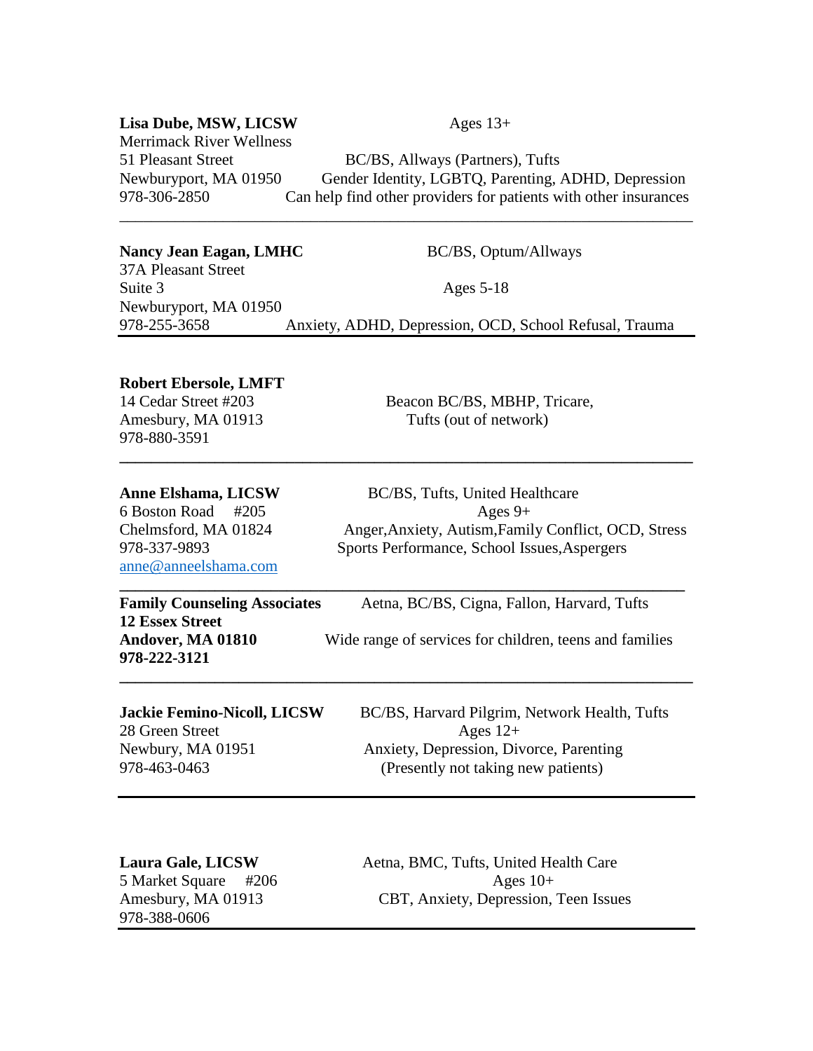**Lisa Dube, MSW, LICSW**
Merrimack River Wellness
51 Pleasant Street
Newburyport, MA 01950
978-306-2850

Ages 13+
BC/BS, Allways (Partners), Tufts
Gender Identity, LGBTQ, Parenting, ADHD, Depression
Can help find other providers for patients with other insurances

---

**Nancy Jean Eagan, LMHC**
37A Pleasant Street
Suite 3
Newburyport, MA 01950
978-255-3658

BC/BS, Optum/Allways
Ages 5-18
Anxiety, ADHD, Depression, OCD, School Refusal, Trauma

---

**Robert Ebersole, LMFT**
14 Cedar Street #203
Amesbury, MA 01913
978-880-3591

Beacon BC/BS, MBHP, Tricare,
Tufts (out of network)

---

**Anne Elshama, LICSW**
6 Boston Road #205
Chelmsford, MA 01824
978-337-9893
anne@anneelshama.com

BC/BS, Tufts, United Healthcare
Ages 9+
Anger,Anxiety, Autism,Family Conflict, OCD, Stress
Sports Performance, School Issues,Aspergers

---

**Family Counseling Associates**
**12 Essex Street**
**Andover, MA 01810**
**978-222-3121**

Aetna, BC/BS, Cigna, Fallon, Harvard, Tufts
Wide range of services for children, teens and families

---

**Jackie Femino-Nicoll, LICSW**
28 Green Street
Newbury, MA 01951
978-463-0463

BC/BS, Harvard Pilgrim, Network Health, Tufts
Ages 12+
Anxiety, Depression, Divorce, Parenting
(Presently not taking new patients)

---

**Laura Gale, LICSW**
5 Market Square #206
Amesbury, MA 01913
978-388-0606

Aetna, BMC, Tufts, United Health Care
Ages 10+
CBT, Anxiety, Depression, Teen Issues

---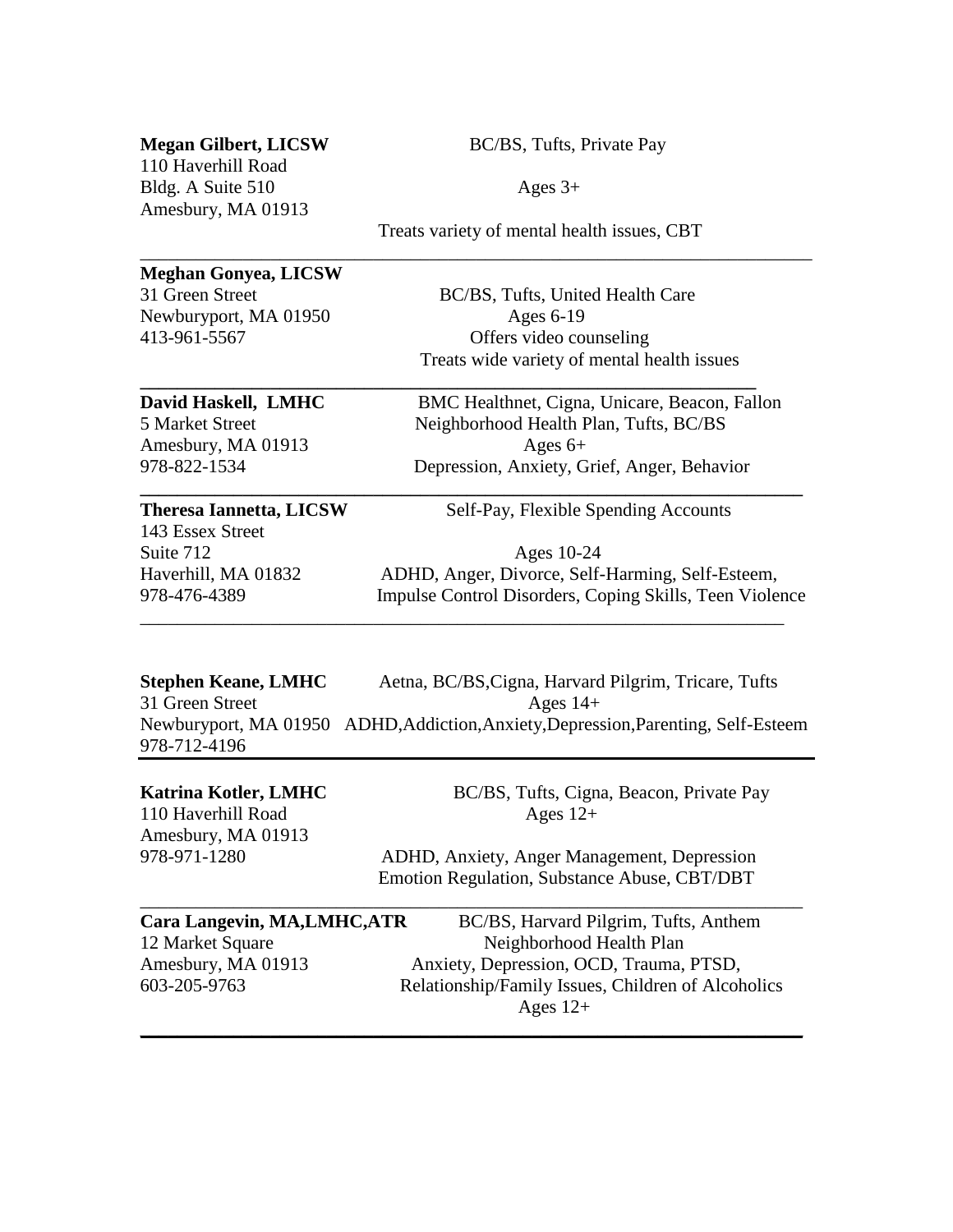**Megan Gilbert, LICSW**
110 Haverhill Road
Bldg. A Suite 510
Amesbury, MA 01913

BC/BS, Tufts, Private Pay
Ages 3+
Treats variety of mental health issues, CBT

---

**Meghan Gonyea, LICSW**
31 Green Street
Newburyport, MA 01950
413-961-5567

BC/BS, Tufts, United Health Care
Ages 6-19
Offers video counseling
Treats wide variety of mental health issues

---

**David Haskell, LMHC**
5 Market Street
Amesbury, MA 01913
978-822-1534

BMC Healthnet, Cigna, Unicare, Beacon, Fallon Neighborhood Health Plan, Tufts, BC/BS
Ages 6+
Depression, Anxiety, Grief, Anger, Behavior

---

**Theresa Iannetta, LICSW**
143 Essex Street
Suite 712
Haverhill, MA 01832
978-476-4389

Self-Pay, Flexible Spending Accounts
Ages 10-24
ADHD, Anger, Divorce, Self-Harming, Self-Esteem, Impulse Control Disorders, Coping Skills, Teen Violence

---

**Stephen Keane, LMHC**
31 Green Street
Newburyport, MA 01950
978-712-4196

Aetna, BC/BS,Cigna, Harvard Pilgrim, Tricare, Tufts
Ages 14+
ADHD,Addiction,Anxiety,Depression,Parenting, Self-Esteem

---

**Katrina Kotler, LMHC**
110 Haverhill Road
Amesbury, MA 01913
978-971-1280

BC/BS, Tufts, Cigna, Beacon, Private Pay
Ages 12+
ADHD, Anxiety, Anger Management, Depression Emotion Regulation, Substance Abuse, CBT/DBT

---

**Cara Langevin, MA,LMHC,ATR**
12 Market Square
Amesbury, MA 01913
603-205-9763

BC/BS, Harvard Pilgrim, Tufts, Anthem Neighborhood Health Plan
Anxiety, Depression, OCD, Trauma, PTSD, Relationship/Family Issues, Children of Alcoholics
Ages 12+

---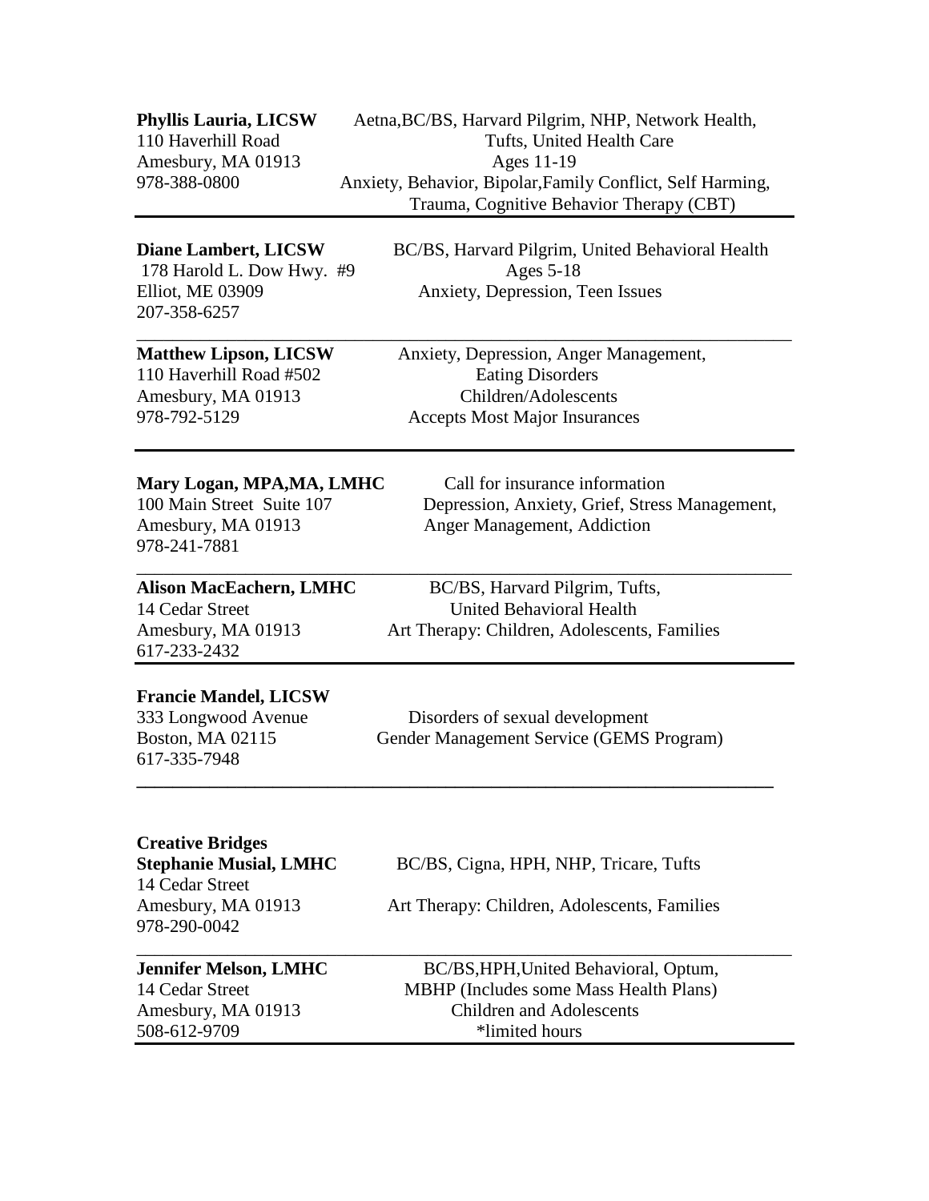**Phyllis Lauria, LICSW**
110 Haverhill Road
Amesbury, MA 01913
978-388-0800

Aetna, BC/BS, Harvard Pilgrim, NHP, Network Health, Tufts, United Health Care
Ages 11-19
Anxiety, Behavior, Bipolar, Family Conflict, Self Harming, Trauma, Cognitive Behavior Therapy (CBT)

---

**Diane Lambert, LICSW**
178 Harold L. Dow Hwy. #9
Elliot, ME 03909
207-358-6257

BC/BS, Harvard Pilgrim, United Behavioral Health
Ages 5-18
Anxiety, Depression, Teen Issues

---

**Matthew Lipson, LICSW**
110 Haverhill Road #502
Amesbury, MA 01913
978-792-5129

Anxiety, Depression, Anger Management, Eating Disorders
Children/Adolescents
Accepts Most Major Insurances

---

**Mary Logan, MPA,MA, LMHC**
100 Main Street Suite 107
Amesbury, MA 01913
978-241-7881

Call for insurance information
Depression, Anxiety, Grief, Stress Management, Anger Management, Addiction

---

**Alison MacEachern, LMHC**
14 Cedar Street
Amesbury, MA 01913
617-233-2432

BC/BS, Harvard Pilgrim, Tufts, United Behavioral Health
Art Therapy: Children, Adolescents, Families

---

**Francie Mandel, LICSW**
333 Longwood Avenue
Boston, MA 02115
617-335-7948

Disorders of sexual development
Gender Management Service (GEMS Program)

---

**Creative Bridges**
**Stephanie Musial, LMHC**
14 Cedar Street
Amesbury, MA 01913
978-290-0042

BC/BS, Cigna, HPH, NHP, Tricare, Tufts
Art Therapy: Children, Adolescents, Families

---

**Jennifer Melson, LMHC**
14 Cedar Street
Amesbury, MA 01913
508-612-9709

BC/BS, HPH, United Behavioral, Optum, MBHP (Includes some Mass Health Plans)
Children and Adolescents
*limited hours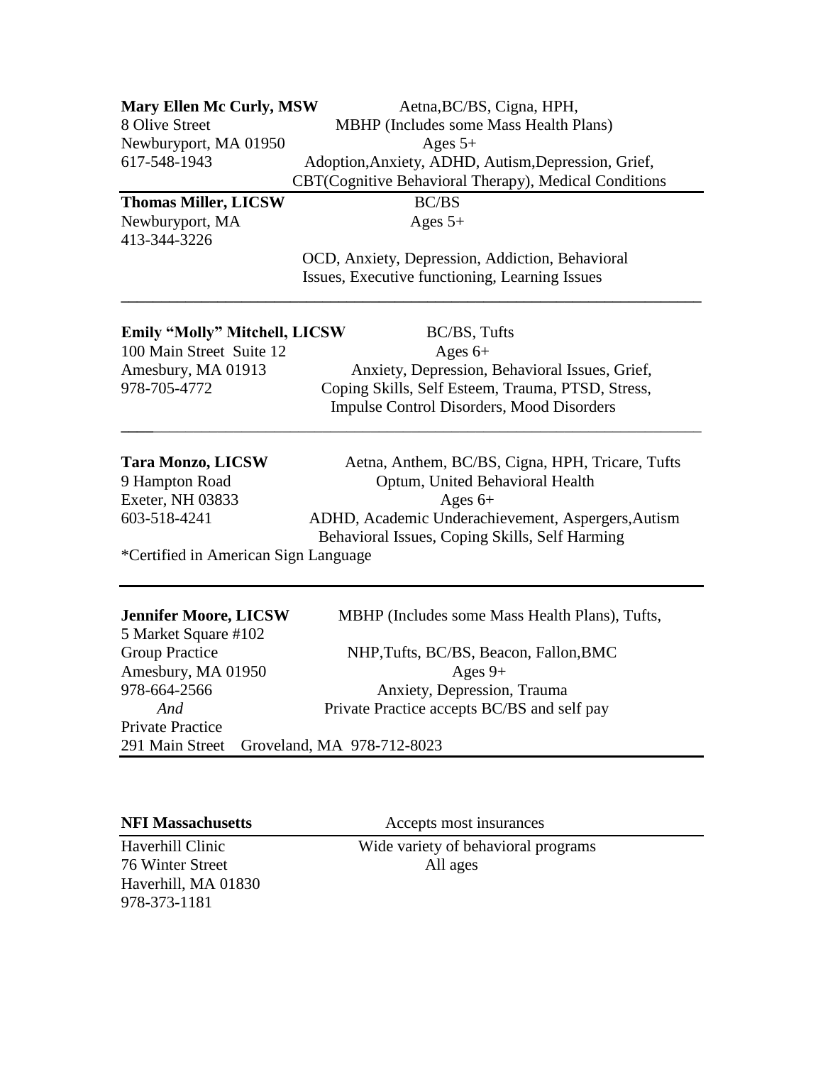**Mary Ellen Mc Curly, MSW**
8 Olive Street
Newburyport, MA 01950
617-548-1943

Aetna,BC/BS, Cigna, HPH,
MBHP (Includes some Mass Health Plans)
Ages 5+
Adoption,Anxiety, ADHD, Autism,Depression, Grief, CBT(Cognitive Behavioral Therapy), Medical Conditions

---

**Thomas Miller, LICSW**
Newburyport, MA
413-344-3226

BC/BS
Ages 5+
OCD, Anxiety, Depression, Addiction, Behavioral Issues, Executive functioning, Learning Issues

---

**Emily "Molly" Mitchell, LICSW**
100 Main Street Suite 12
Amesbury, MA 01913
978-705-4772

BC/BS, Tufts
Ages 6+
Anxiety, Depression, Behavioral Issues, Grief, Coping Skills, Self Esteem, Trauma, PTSD, Stress, Impulse Control Disorders, Mood Disorders

---

**Tara Monzo, LICSW**
9 Hampton Road
Exeter, NH 03833
603-518-4241

Aetna, Anthem, BC/BS, Cigna, HPH, Tricare, Tufts
Optum, United Behavioral Health
Ages 6+
ADHD, Academic Underachievement, Aspergers,Autism Behavioral Issues, Coping Skills, Self Harming

*Certified in American Sign Language

---

**Jennifer Moore, LICSW**
5 Market Square #102
Group Practice
Amesbury, MA 01950
978-664-2566
*And*
Private Practice
291 Main Street Groveland, MA 978-712-8023

MBHP (Includes some Mass Health Plans), Tufts,
NHP,Tufts, BC/BS, Beacon, Fallon,BMC
Ages 9+
Anxiety, Depression, Trauma
Private Practice accepts BC/BS and self pay

---

**NFI Massachusetts**
Haverhill Clinic
76 Winter Street
Haverhill, MA 01830
978-373-1181

Accepts most insurances
Wide variety of behavioral programs
All ages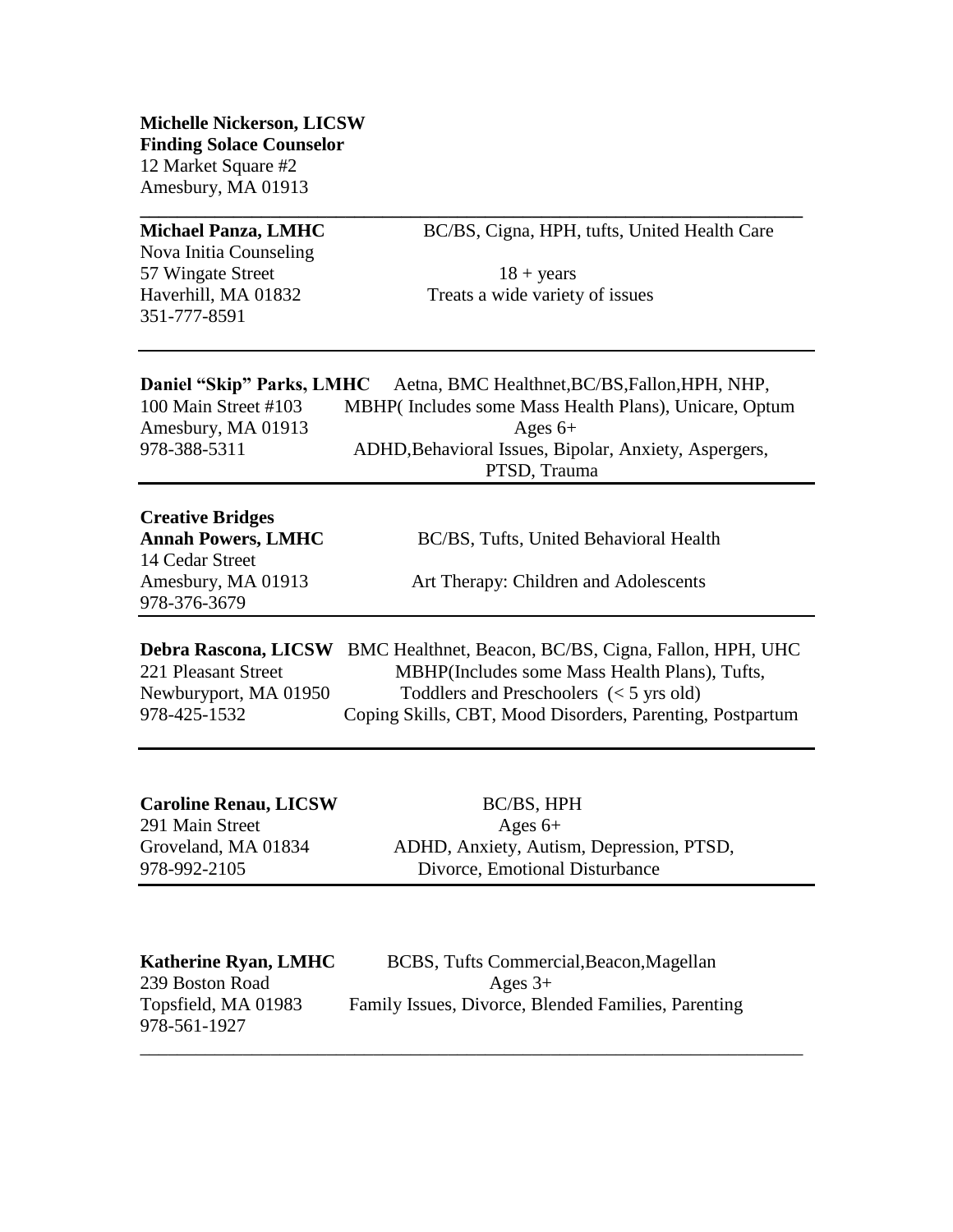**Michelle Nickerson, LICSW**
**Finding Solace Counselor**
12 Market Square #2
Amesbury, MA 01913

---

| | |
|---|---|
| **Michael Panza, LMHC** | BC/BS, Cigna, HPH, tufts, United Health Care |
| Nova Initia Counseling | |
| 57 Wingate Street | 18 + years |
| Haverhill, MA 01832 | Treats a wide variety of issues |
| 351-777-8591 | |

---

| | |
|---|---|
| **Daniel "Skip" Parks, LMHC** | Aetna, BMC Healthnet,BC/BS,Fallon,HPH, NHP, |
| 100 Main Street #103 | MBHP( Includes some Mass Health Plans), Unicare, Optum |
| Amesbury, MA 01913 | Ages 6+ |
| 978-388-5311 | ADHD,Behavioral Issues, Bipolar, Anxiety, Aspergers, PTSD, Trauma |

---

| | |
|---|---|
| **Creative Bridges** | |
| **Annah Powers, LMHC** | BC/BS, Tufts, United Behavioral Health |
| 14 Cedar Street | |
| Amesbury, MA 01913 | Art Therapy: Children and Adolescents |
| 978-376-3679 | |

---

| | |
|---|---|
| **Debra Rascona, LICSW** | BMC Healthnet, Beacon, BC/BS, Cigna, Fallon, HPH, UHC |
| 221 Pleasant Street | MBHP(Includes some Mass Health Plans), Tufts, |
| Newburyport, MA 01950 | Toddlers and Preschoolers (< 5 yrs old) |
| 978-425-1532 | Coping Skills, CBT, Mood Disorders, Parenting, Postpartum |

---

| | |
|---|---|
| **Caroline Renau, LICSW** | BC/BS, HPH |
| 291 Main Street | Ages 6+ |
| Groveland, MA 01834 | ADHD, Anxiety, Autism, Depression, PTSD, |
| 978-992-2105 | Divorce, Emotional Disturbance |

---

| | |
|---|---|
| **Katherine Ryan, LMHC** | BCBS, Tufts Commercial,Beacon,Magellan |
| 239 Boston Road | Ages 3+ |
| Topsfield, MA 01983 | Family Issues, Divorce, Blended Families, Parenting |
| 978-561-1927 | |

---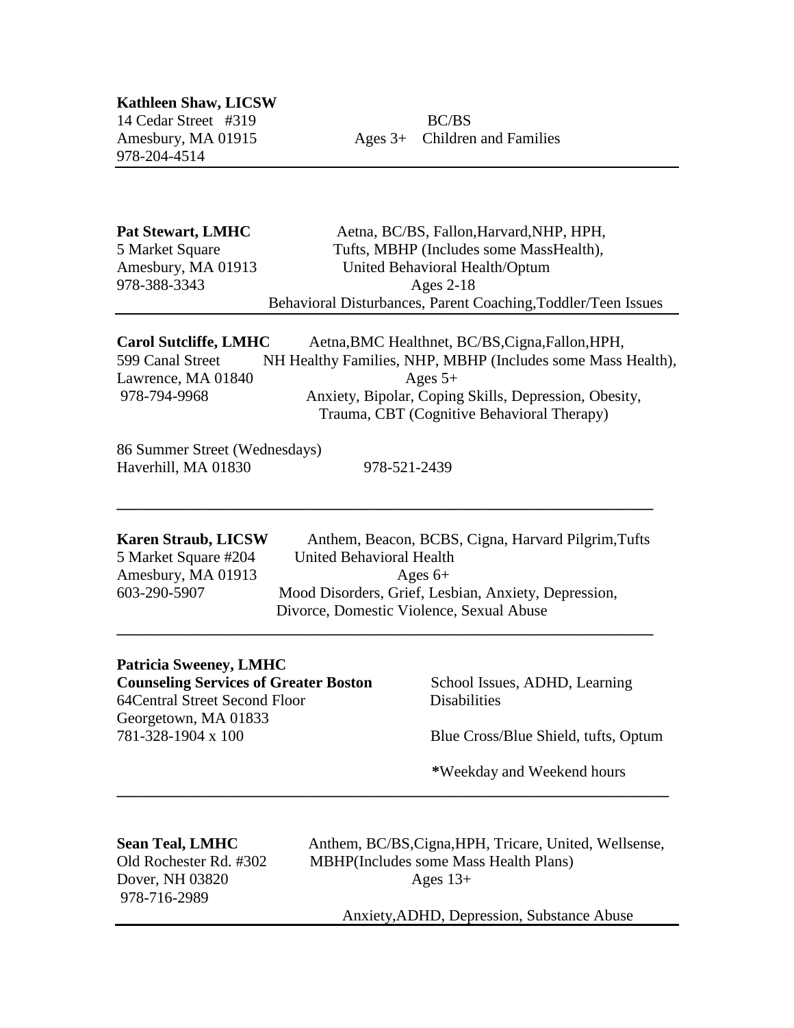**Kathleen Shaw, LICSW**
14 Cedar Street #319
Amesbury, MA 01915
978-204-4514

BC/BS
Ages 3+ Children and Families

---

**Pat Stewart, LMHC**
5 Market Square
Amesbury, MA 01913
978-388-3343

Aetna, BC/BS, Fallon,Harvard,NHP, HPH, Tufts, MBHP (Includes some MassHealth), United Behavioral Health/Optum
Ages 2-18
Behavioral Disturbances, Parent Coaching,Toddler/Teen Issues

---

**Carol Sutcliffe, LMHC**
599 Canal Street
Lawrence, MA 01840
978-794-9968

Aetna,BMC Healthnet, BC/BS,Cigna,Fallon,HPH, NH Healthy Families, NHP, MBHP (Includes some Mass Health),
Ages 5+
Anxiety, Bipolar, Coping Skills, Depression, Obesity, Trauma, CBT (Cognitive Behavioral Therapy)

86 Summer Street (Wednesdays)
Haverhill, MA 01830 978-521-2439

---

**Karen Straub, LICSW**
5 Market Square #204
Amesbury, MA 01913
603-290-5907

Anthem, Beacon, BCBS, Cigna, Harvard Pilgrim,Tufts United Behavioral Health
Ages 6+
Mood Disorders, Grief, Lesbian, Anxiety, Depression, Divorce, Domestic Violence, Sexual Abuse

---

**Patricia Sweeney, LMHC**
**Counseling Services of Greater Boston**
64Central Street Second Floor
Georgetown, MA 01833
781-328-1904 x 100

School Issues, ADHD, Learning Disabilities

Blue Cross/Blue Shield, tufts, Optum

***Weekday and Weekend hours**

---

**Sean Teal, LMHC**
Old Rochester Rd. #302
Dover, NH 03820
978-716-2989

Anthem, BC/BS,Cigna,HPH, Tricare, United, Wellsense, MBHP(Includes some Mass Health Plans)
Ages 13+
Anxiety,ADHD, Depression, Substance Abuse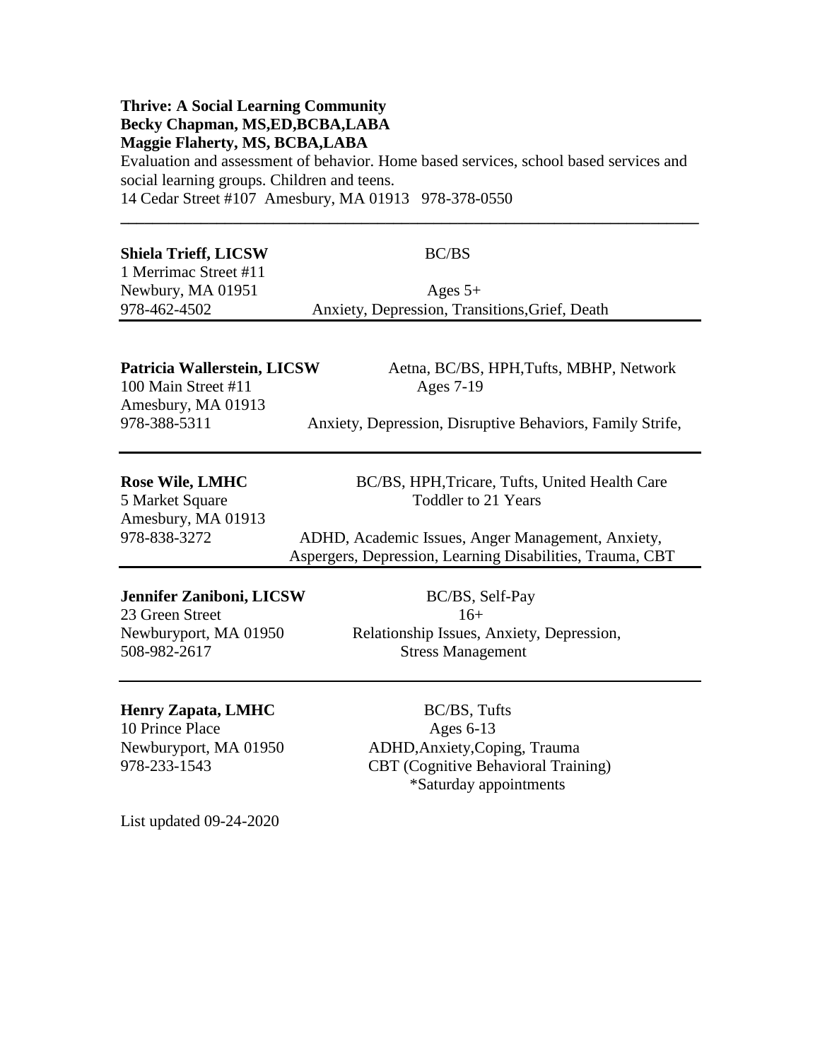**Thrive: A Social Learning Community**
**Becky Chapman, MS,ED,BCBA,LABA**
**Maggie Flaherty, MS, BCBA,LABA**
Evaluation and assessment of behavior. Home based services, school based services and social learning groups. Children and teens.
14 Cedar Street #107 Amesbury, MA 01913 978-378-0550

---

**Shiela Trieff, LICSW** BC/BS
1 Merrimac Street #11
Newbury, MA 01951 Ages 5+
978-462-4502 Anxiety, Depression, Transitions,Grief, Death

---

**Patricia Wallerstein, LICSW** Aetna, BC/BS, HPH,Tufts, MBHP, Network
100 Main Street #11 Ages 7-19
Amesbury, MA 01913
978-388-5311 Anxiety, Depression, Disruptive Behaviors, Family Strife,

---

**Rose Wile, LMHC** BC/BS, HPH,Tricare, Tufts, United Health Care
5 Market Square Toddler to 21 Years
Amesbury, MA 01913
978-838-3272 ADHD, Academic Issues, Anger Management, Anxiety, Aspergers, Depression, Learning Disabilities, Trauma, CBT

---

**Jennifer Zaniboni, LICSW** BC/BS, Self-Pay
23 Green Street 16+
Newburyport, MA 01950 Relationship Issues, Anxiety, Depression,
508-982-2617 Stress Management

---

**Henry Zapata, LMHC** BC/BS, Tufts
10 Prince Place Ages 6-13
Newburyport, MA 01950 ADHD,Anxiety,Coping, Trauma
978-233-1543 CBT (Cognitive Behavioral Training)
*Saturday appointments

List updated 09-24-2020